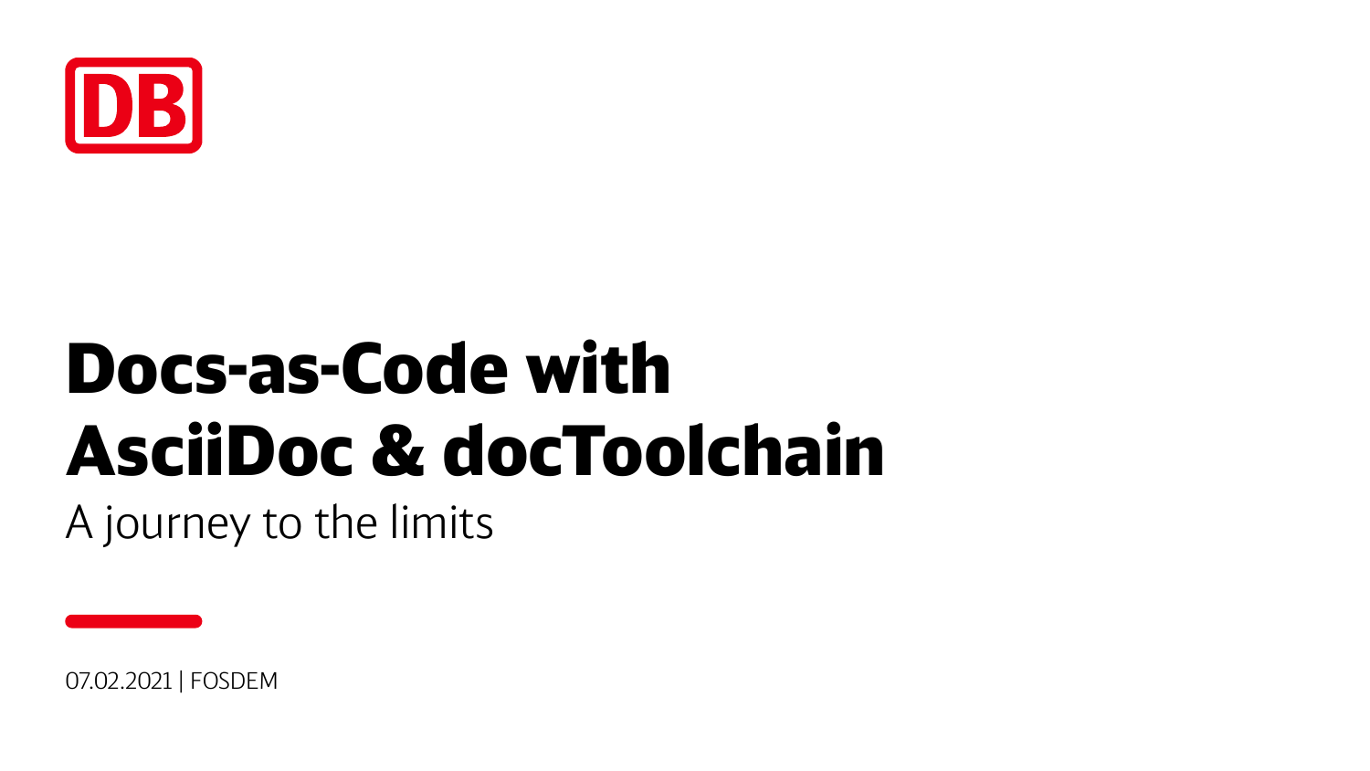DB

# Docs-as-Code with AsciiDoc & docToolchain

A journey to the limits

07.02.2021 | FOSDEM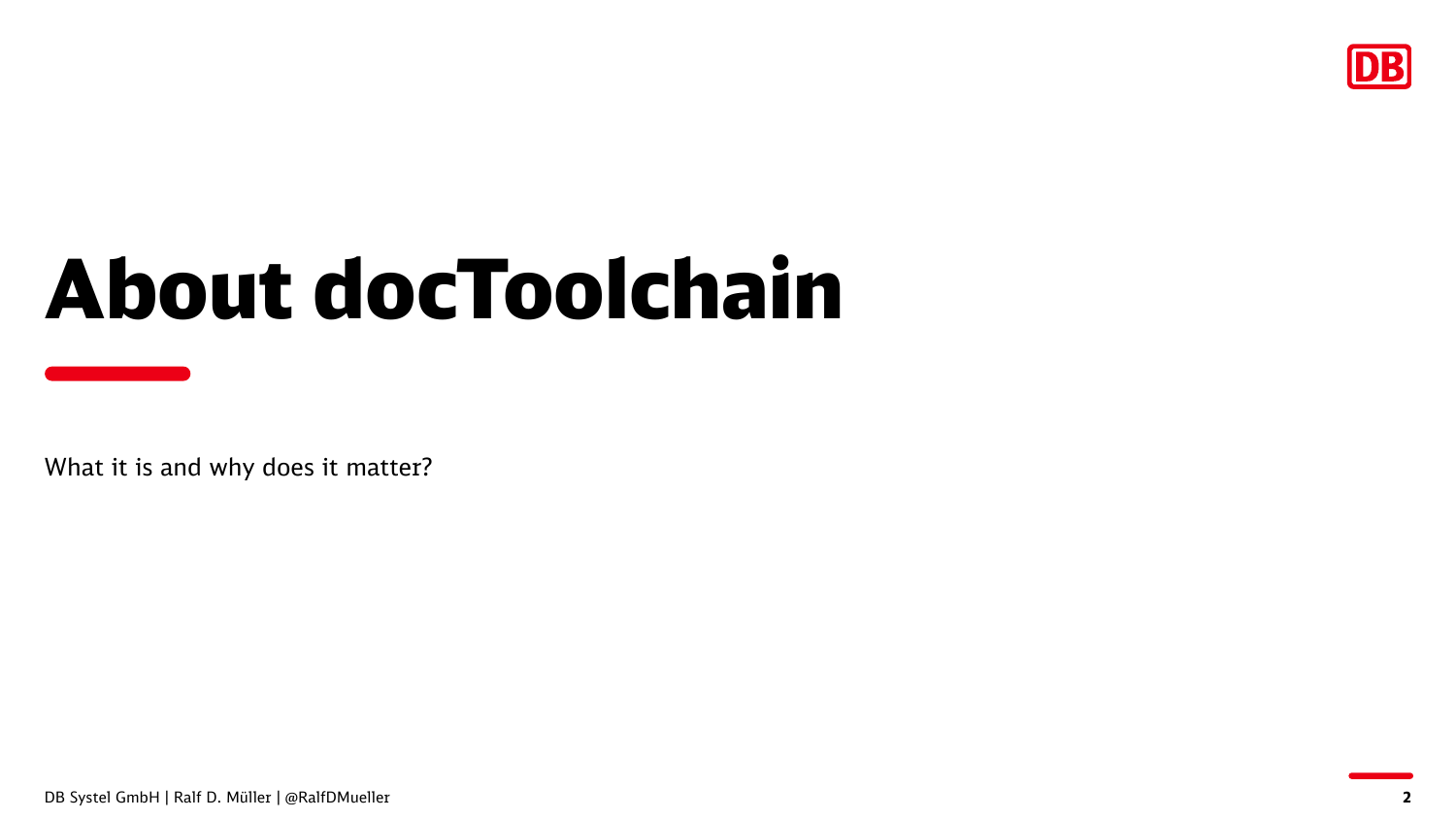# About docToolchain

What it is and why does it matter?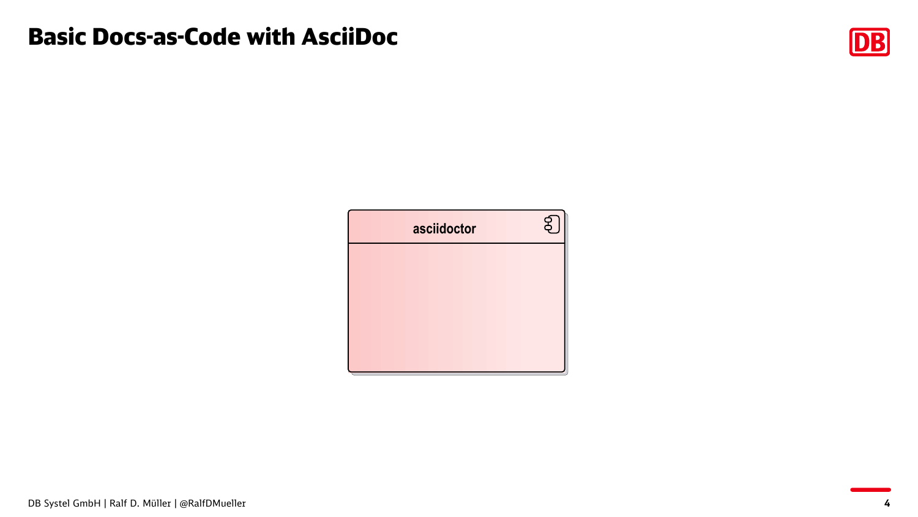# Basic Docs-as-Code with AsciiDoc

asciidoctor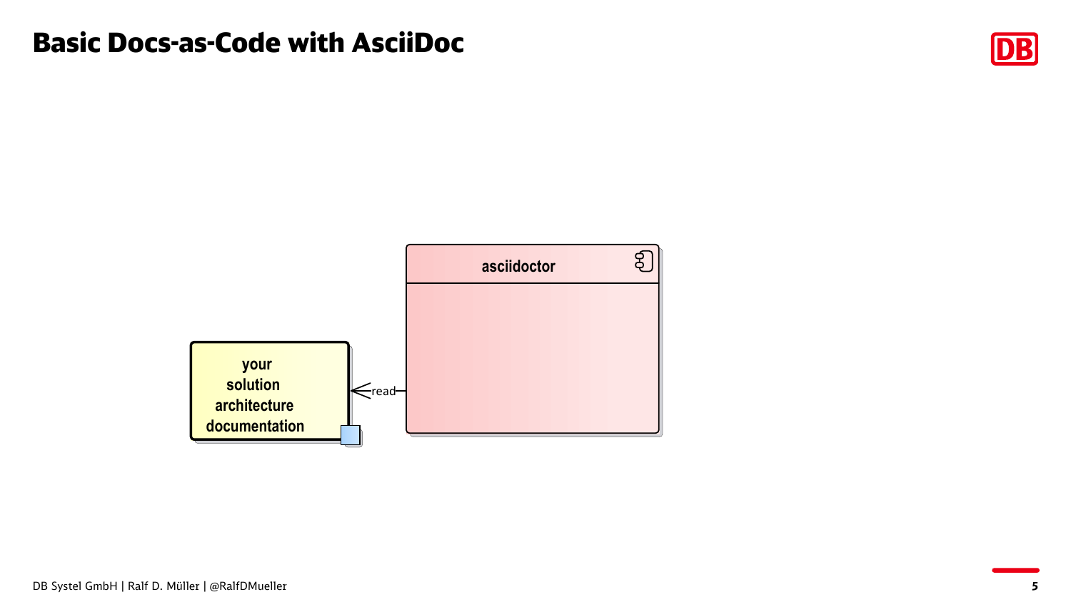# Basic Docs-as-Code with AsciiDoc

asciidoctor

read

your solution architecture documentation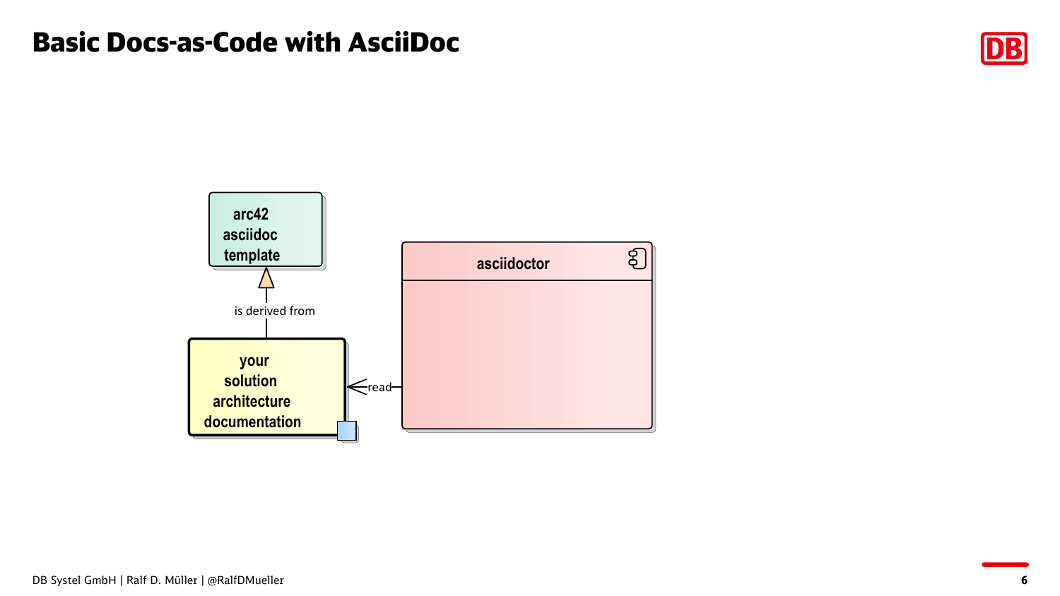# Basic Docs-as-Code with AsciiDoc

arc42 asciidoc template

is derived from

your solution architecture documentation

read

asciidoctor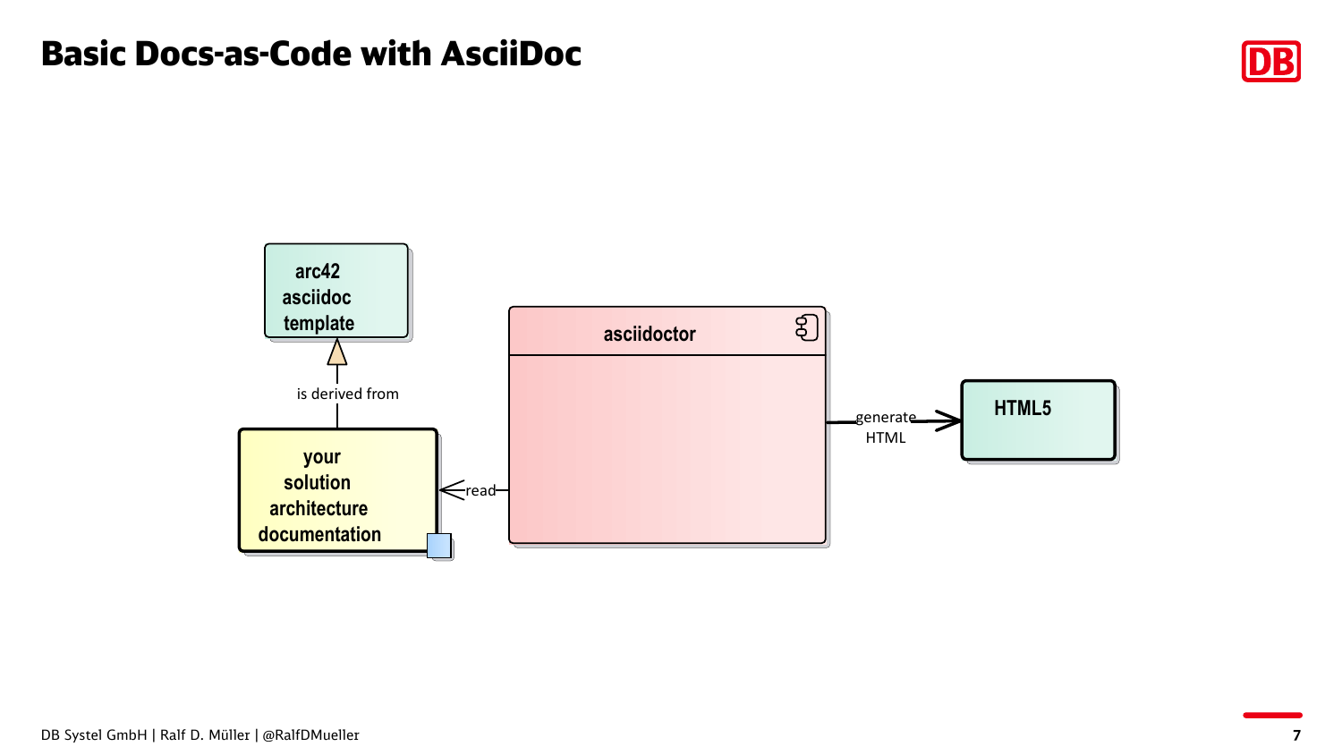# Basic Docs-as-Code with AsciiDoc

arc42 asciidoc template

is derived from

your solution architecture documentation

read

asciidoctor

generate HTML

HTML5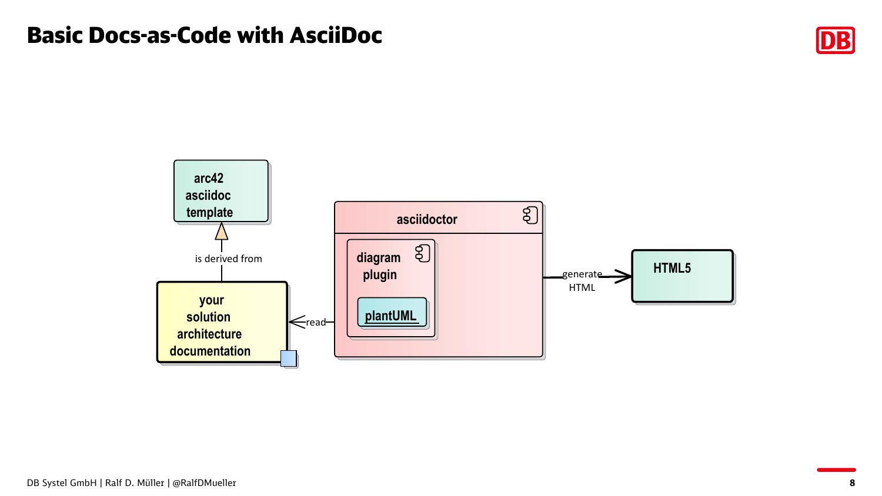# Basic Docs-as-Code with AsciiDoc

arc42 asciidoc template

is derived from

your solution architecture documentation

read

asciidoctor

diagram plugin

plantUML

generate HTML

HTML5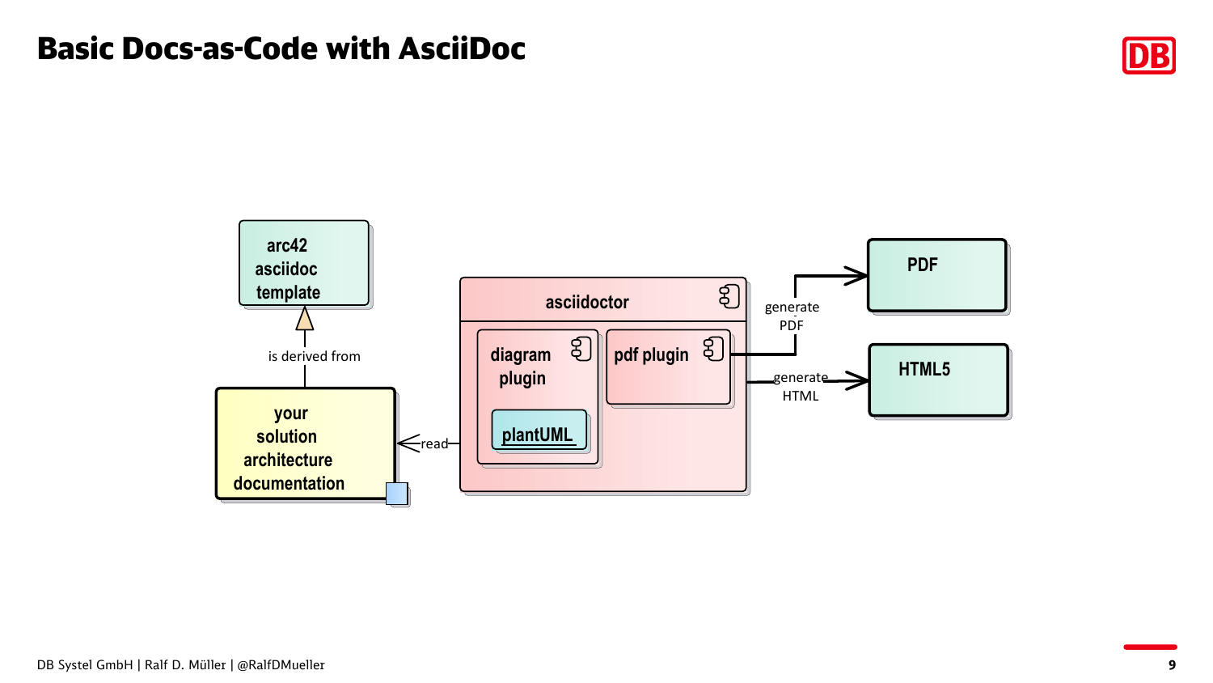# Basic Docs-as-Code with AsciiDoc

arc42 asciidoc template

is derived from

your solution architecture documentation

read

asciidoctor

diagram plugin

plantUML

pdf plugin

generate PDF

generate HTML

PDF

HTML5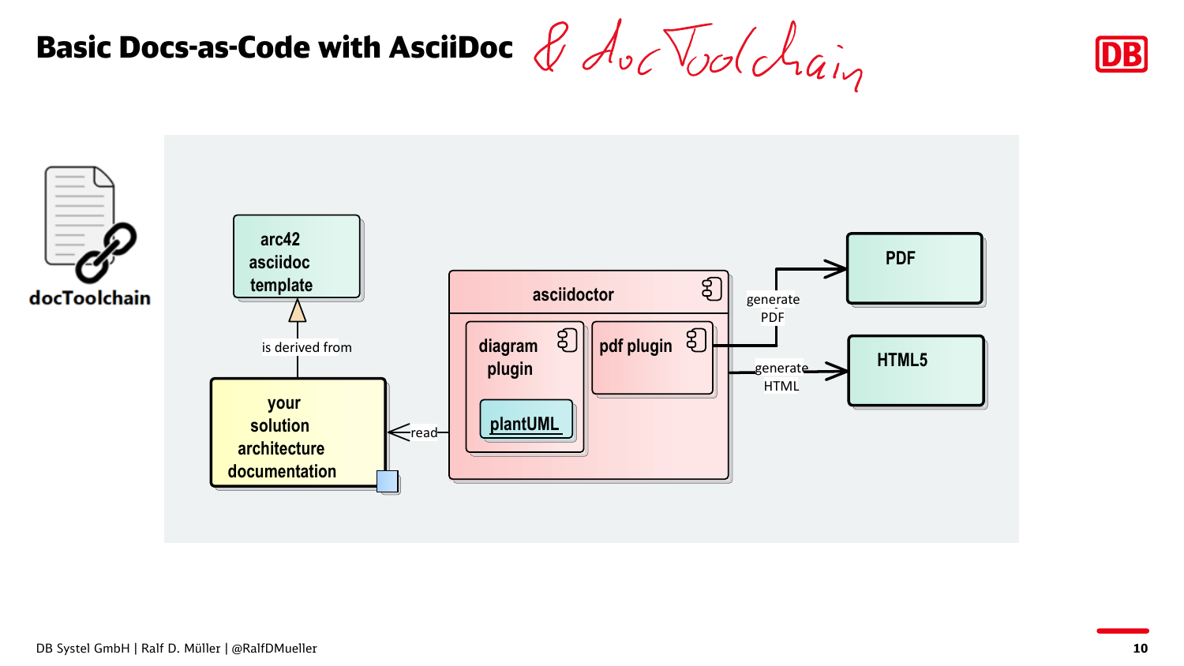# Basic Docs-as-Code with AsciiDoc & DocToolchain

docToolchain

arc42 asciidoc template

is derived from

your solution architecture documentation

read

asciidoctor

diagram plugin

plantUML

pdf plugin

generate PDF

generate HTML

PDF

HTML5

DB Systel GmbH | Ralf D. Müller | @RalfDMueller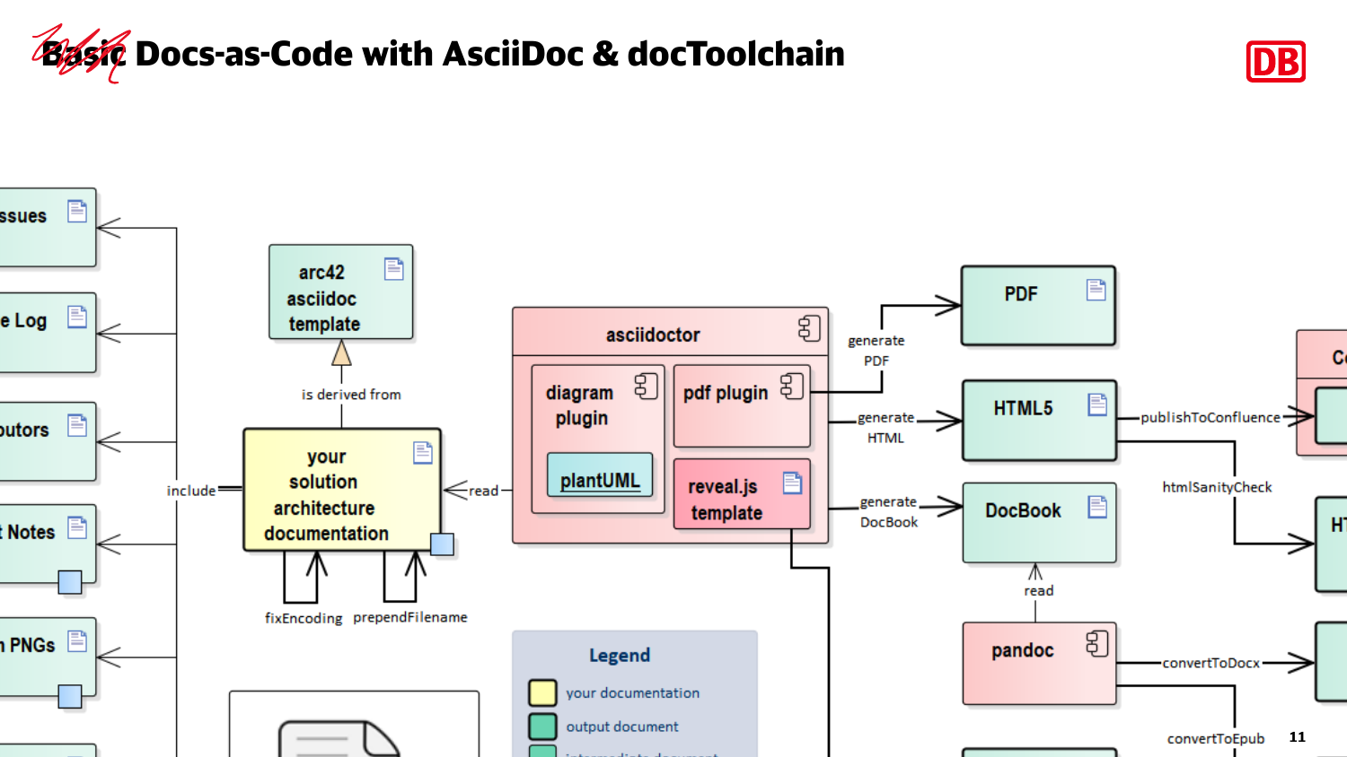# ~~Basic~~ Docs-as-Code with AsciiDoc & docToolchain

- ssues
- e Log
- butors
- t Notes
- n PNGs
- include
- arc42 asciidoc template
- is derived from
- your solution architecture documentation
- fixEncoding
- prependFilename
- read
- asciidoctor
  - diagram plugin
    - plantUML
  - pdf plugin
  - reveal.js template
- generate PDF
- generate HTML
- generate DocBook
- PDF
- HTML5
- DocBook
- read
- pandoc
- publishToConfluence
- htmlSanityCheck
- convertToDocx
- convertToEpub
- Co
- HT

**Legend**

- your documentation
- output document
- intermediate document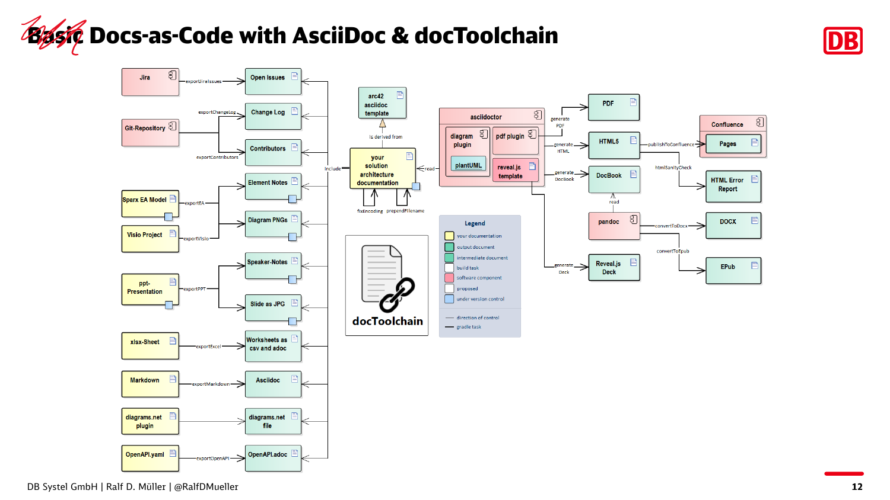# ~~Basic~~ Docs-as-Code with AsciiDoc & docToolchain

Jira —exportJiraIssues→ Open Issues

Git-Repository —exportChangeLog→ Change Log

Git-Repository —exportContributors→ Contributors

Sparx EA Model —exportEA→ Element Notes, Diagram PNGs

Visio Project —exportVisio→ Element Notes, Diagram PNGs

ppt-Presentation —exportPPT→ Speaker-Notes, Slide as JPG

xlsx-Sheet —exportExcel→ Worksheets as csv and adoc

Markdown —exportMarkdown→ Asciidoc

diagrams.net plugin → diagrams.net file

OpenAPI.yaml —exportOpenAPI→ OpenAPI.adoc

include → your solution architecture documentation (fixEncoding, prependFilename)

arc42 asciidoc template — is derived from → your solution architecture documentation

asciidoctor —read→ your solution architecture documentation

asciidoctor: diagram plugin (plantUML), pdf plugin, reveal.js template

- generate PDF → PDF
- generate HTML → HTML5 —publishToConfluence→ Confluence (Pages); htmlSanityCheck → HTML Error Report
- generate DocBook → DocBook ← read — pandoc —convertToDocx→ DOCX; convertToEpub → EPub
- generate Deck → Reveal.js Deck

docToolchain

**Legend**

- your documentation
- output document
- intermediate document
- build task
- software component
- proposed
- under version control
- direction of control
- gradle task

DB Systel GmbH | Ralf D. Müller | @RalfDMueller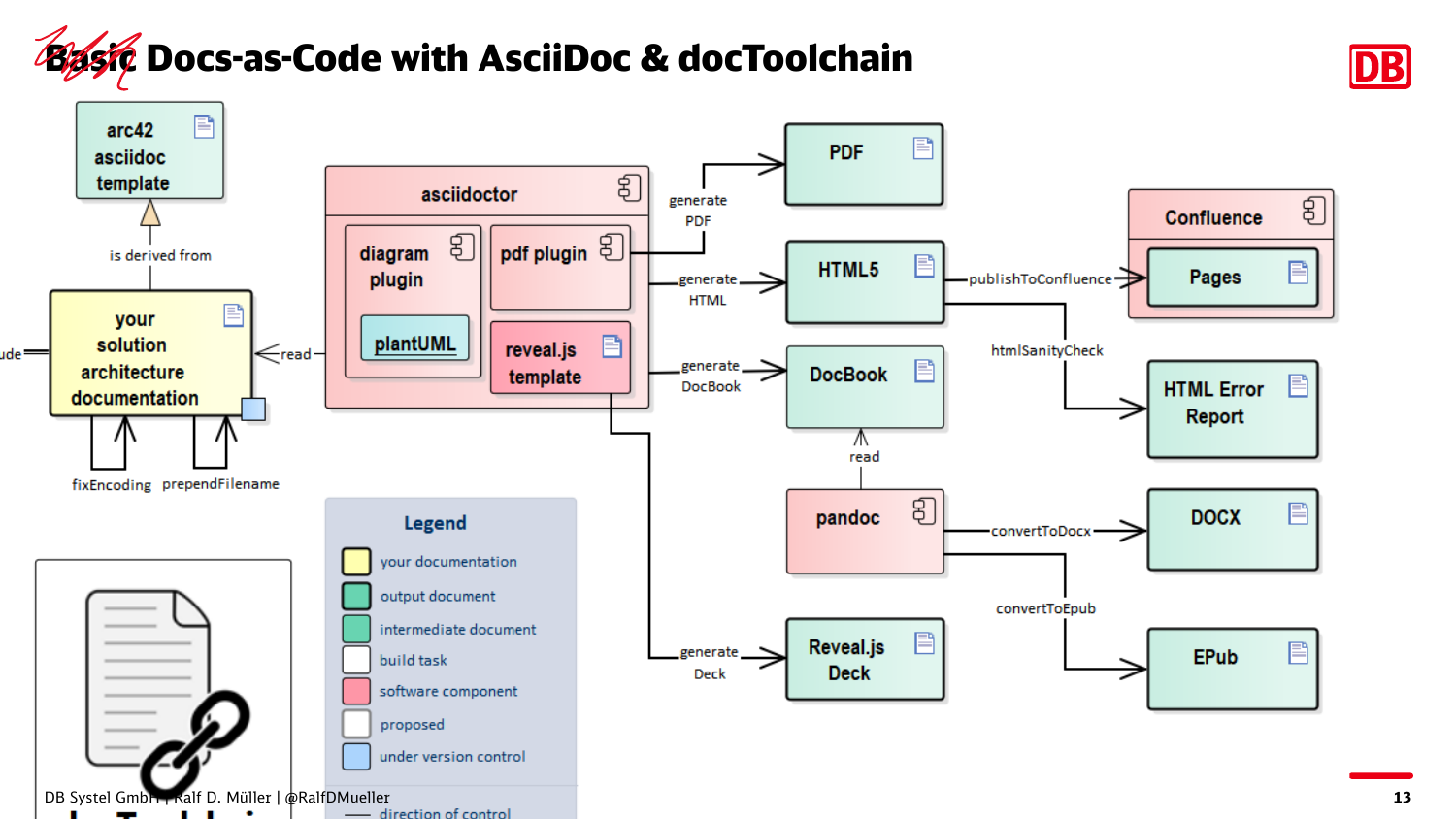# ~~Basic~~ Docs-as-Code with AsciiDoc & docToolchain

arc42 asciidoc template

is derived from

include

your solution architecture documentation

read

fixEncoding

prependFilename

asciidoctor

diagram plugin

plantUML

pdf plugin

reveal.js template

generate PDF

generate HTML

generate DocBook

generate Deck

PDF

HTML5

DocBook

read

pandoc

Reveal.js Deck

publishToConfluence

Confluence

Pages

htmlSanityCheck

HTML Error Report

convertToDocx

DOCX

convertToEpub

EPub

**Legend**

- your documentation
- output document
- intermediate document
- build task
- software component
- proposed
- under version control
- direction of control

DB Systel GmbH | Ralf D. Müller | @RalfDMueller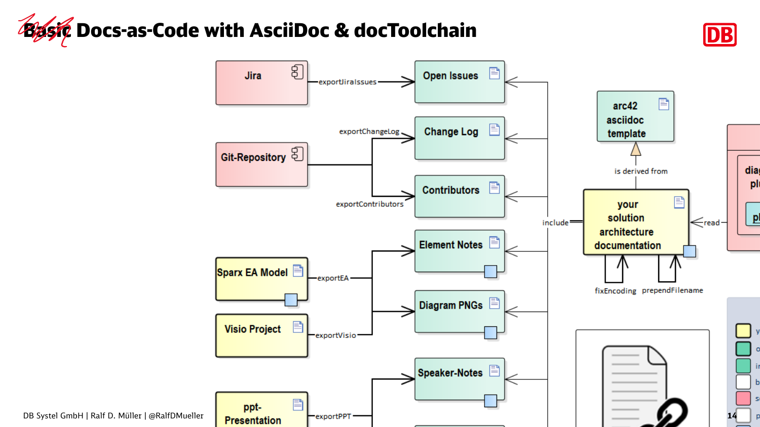# ~~Basic~~ Docs-as-Code with AsciiDoc & docToolchain

- Jira —exportJiraIssues→ Open Issues
- Git-Repository —exportChangeLog→ Change Log
- Git-Repository —exportContributors→ Contributors
- Sparx EA Model —exportEA→ Element Notes, Diagram PNGs
- Visio Project —exportVisio→ Element Notes, Diagram PNGs
- ppt-Presentation —exportPPT→ Speaker-Notes

your solution architecture documentation —include→ Open Issues, Change Log, Contributors, Element Notes, Diagram PNGs, Speaker-Notes

your solution architecture documentation —is derived from→ arc42 asciidoc template

fixEncoding

prependFilename

read

DB Systel GmbH | Ralf D. Müller | @RalfDMueller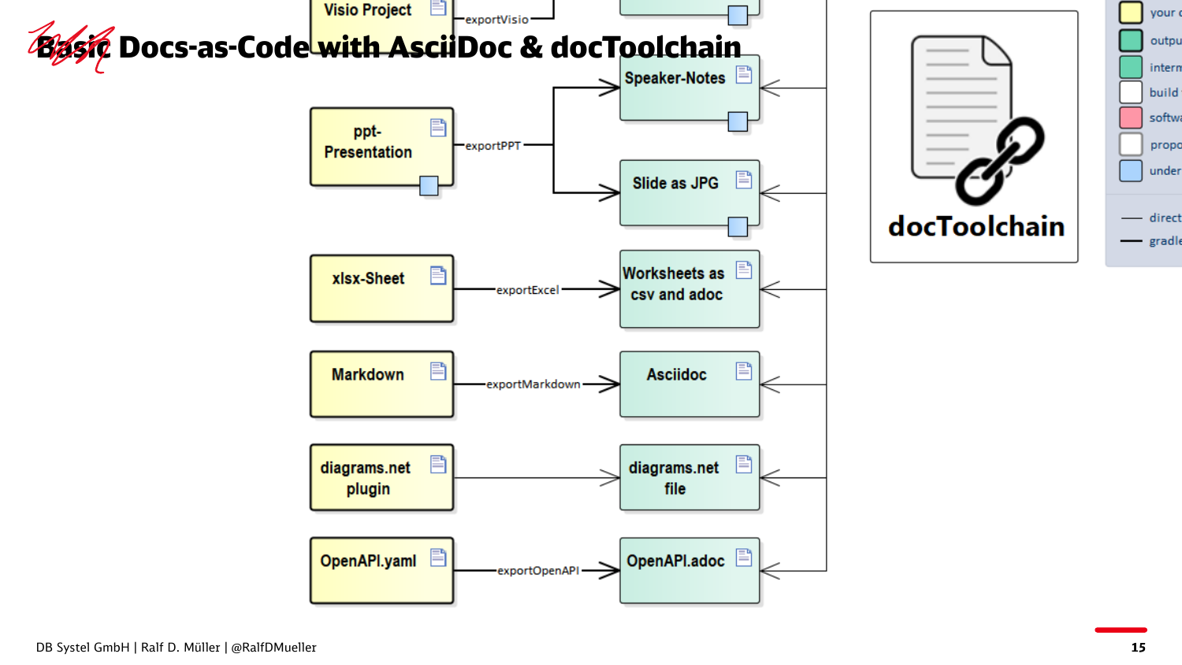# ~~Basic~~ Docs-as-Code with AsciiDoc & docToolchain

- Visio Project —exportVisio→
- ppt-Presentation —exportPPT→ Speaker-Notes, Slide as JPG
- xlsx-Sheet —exportExcel→ Worksheets as csv and adoc
- Markdown —exportMarkdown→ Asciidoc
- diagrams.net plugin → diagrams.net file
- OpenAPI.yaml —exportOpenAPI→ OpenAPI.adoc

docToolchain

DB Systel GmbH | Ralf D. Müller | @RalfDMueller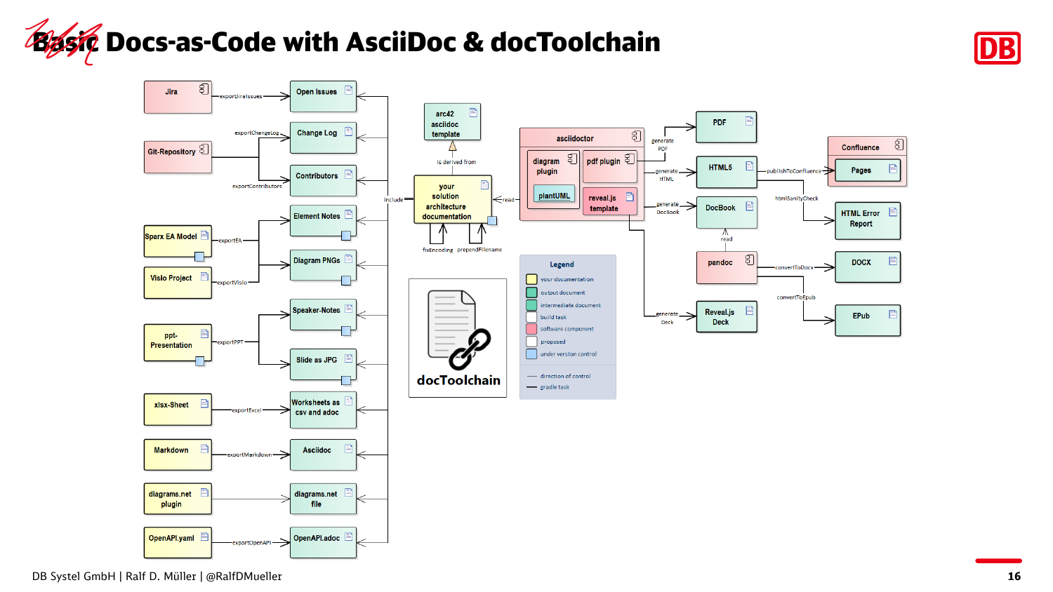# ~~Basic~~ Docs-as-Code with AsciiDoc & docToolchain

Jira —exportJiraIssues→ Open Issues

Git-Repository —exportChangeLog→ Change Log

Git-Repository —exportContributors→ Contributors

Sparx EA Model —exportEA→ Element Notes, Diagram PNGs

Visio Project —exportVisio→ Element Notes, Diagram PNGs

ppt-Presentation —exportPPT→ Speaker-Notes, Slide as JPG

xlsx-Sheet —exportExcel→ Worksheets as csv and adoc

Markdown —exportMarkdown→ Asciidoc

diagrams.net plugin → diagrams.net file

OpenAPI.yaml —exportOpenAPI→ OpenAPI.adoc

arc42 asciidoc template — is derived from — your solution architecture documentation (include; fixEncoding; prependFilename)

asciidoctor (diagram plugin, plantUML, pdf plugin, reveal.js template) —read— your solution architecture documentation

asciidoctor —generate PDF→ PDF

asciidoctor —generate HTML→ HTML5 —publishToConfluence→ Confluence (Pages)

HTML5 —htmlSanityCheck→ HTML Error Report

asciidoctor —generate DocBook→ DocBook —read— pandoc —convertToDocx→ DOCX; —convertToEpub→ EPub

asciidoctor —generate Deck→ Reveal.js Deck

docToolchain

**Legend**

- your documentation
- output document
- intermediate document
- build task
- software component
- proposed
- under version control
- direction of control
- gradle task

DB Systel GmbH | Ralf D. Müller | @RalfDMueller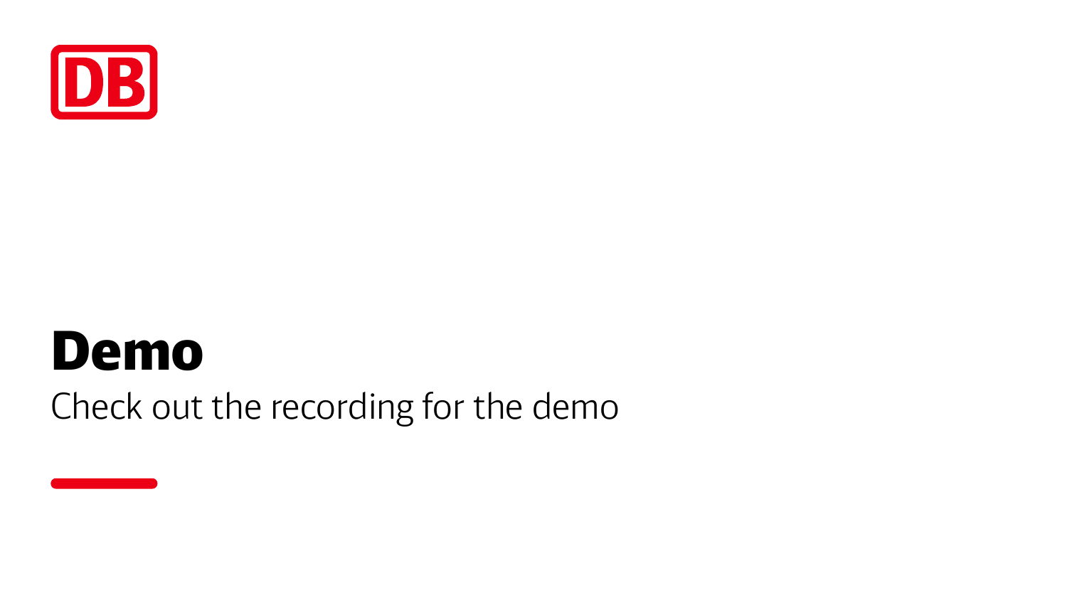# Demo

Check out the recording for the demo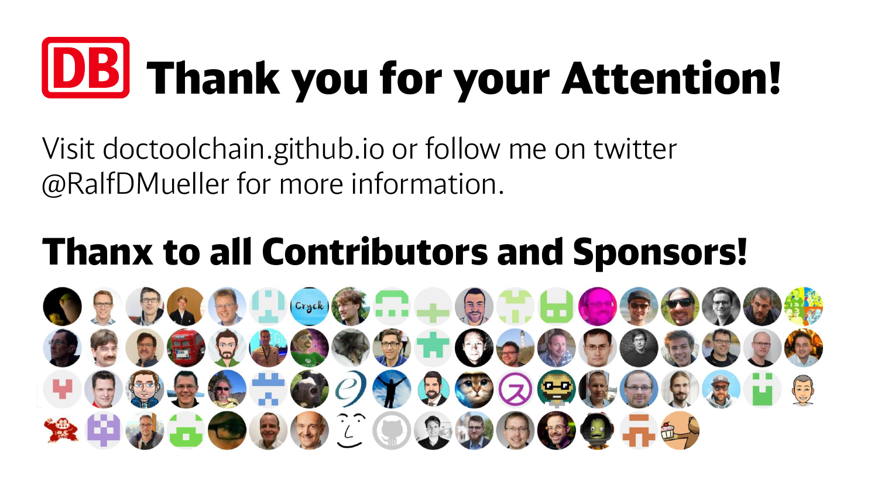# DB Thank you for your Attention!

Visit doctoolchain.github.io or follow me on twitter @RalfDMueller for more information.

## Thanx to all Contributors and Sponsors!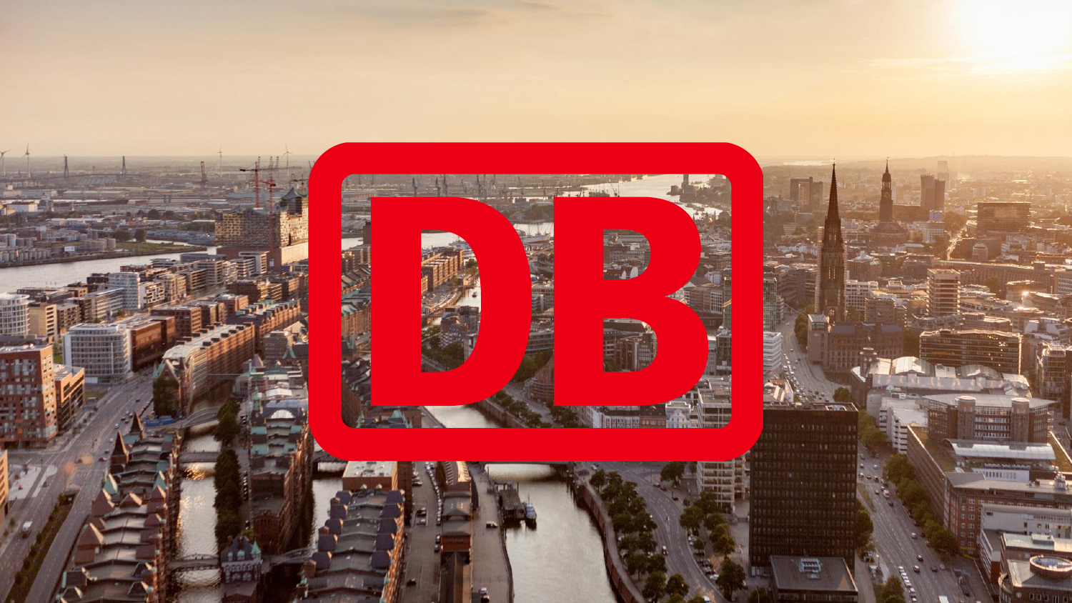DB